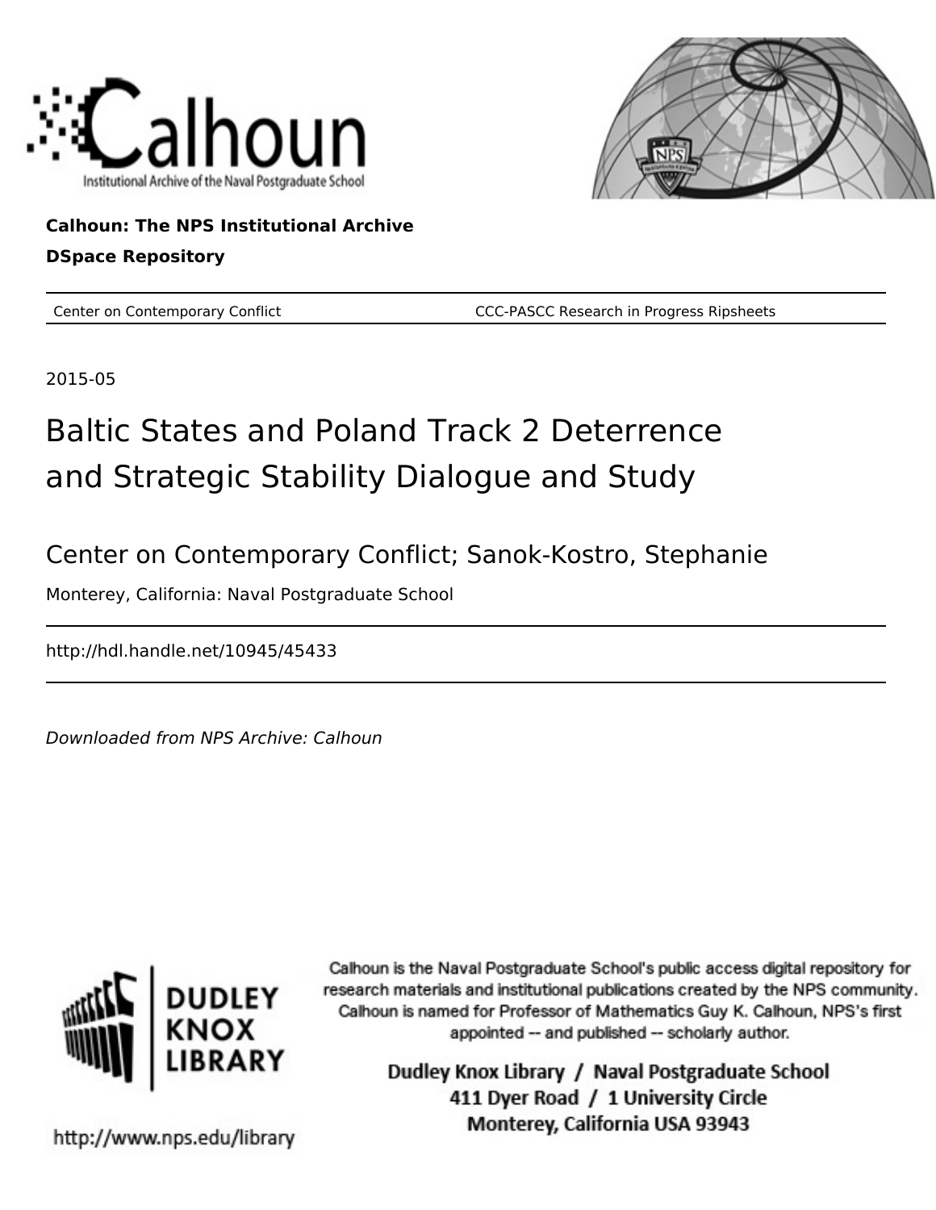Calhoun

Institutional Archive of the Naval Postgraduate School

**Calhoun: The NPS Institutional Archive**

**DSpace Repository**

---

Center on Contemporary Conflict — CCC-PASCC Research in Progress Ripsheets

---

2015-05

# Baltic States and Poland Track 2 Deterrence and Strategic Stability Dialogue and Study

## Center on Contemporary Conflict; Sanok-Kostro, Stephanie

Monterey, California: Naval Postgraduate School

---

http://hdl.handle.net/10945/45433

---

*Downloaded from NPS Archive: Calhoun*

DUDLEY KNOX LIBRARY

Calhoun is the Naval Postgraduate School's public access digital repository for research materials and institutional publications created by the NPS community. Calhoun is named for Professor of Mathematics Guy K. Calhoun, NPS's first appointed -- and published -- scholarly author.

Dudley Knox Library / Naval Postgraduate School
411 Dyer Road / 1 University Circle
Monterey, California USA 93943

http://www.nps.edu/library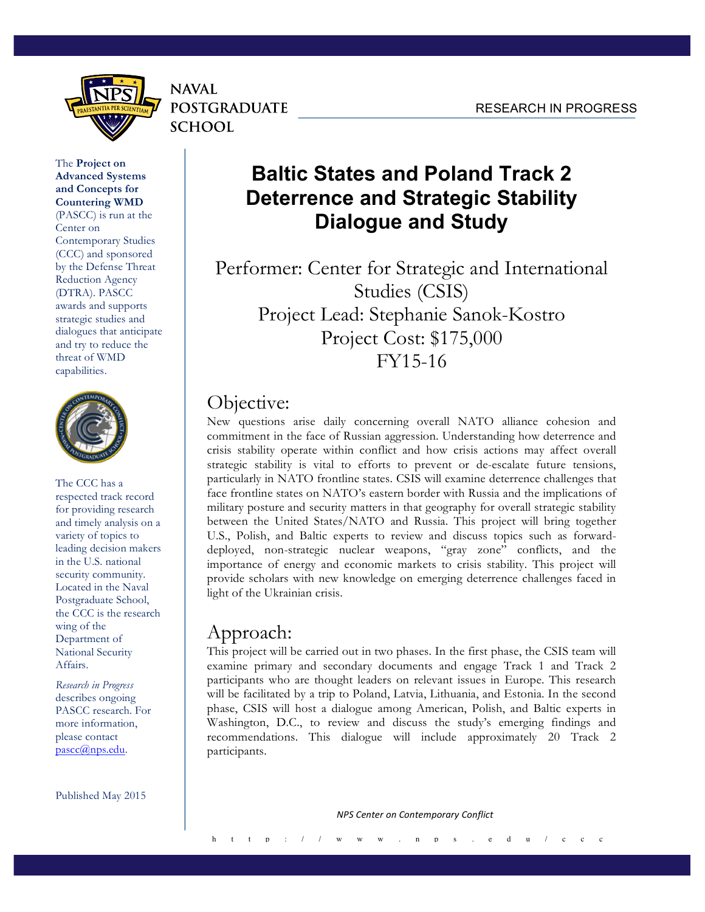NAVAL POSTGRADUATE SCHOOL

RESEARCH IN PROGRESS

The **Project on Advanced Systems and Concepts for Countering WMD** (PASCC) is run at the Center on Contemporary Studies (CCC) and sponsored by the Defense Threat Reduction Agency (DTRA). PASCC awards and supports strategic studies and dialogues that anticipate and try to reduce the threat of WMD capabilities.

The CCC has a respected track record for providing research and timely analysis on a variety of topics to leading decision makers in the U.S. national security community. Located in the Naval Postgraduate School, the CCC is the research wing of the Department of National Security Affairs.

*Research in Progress* describes ongoing PASCC research. For more information, please contact pascc@nps.edu.

Published May 2015

# Baltic States and Poland Track 2 Deterrence and Strategic Stability Dialogue and Study

Performer: Center for Strategic and International Studies (CSIS)
Project Lead: Stephanie Sanok-Kostro
Project Cost: $175,000
FY15-16

## Objective:

New questions arise daily concerning overall NATO alliance cohesion and commitment in the face of Russian aggression. Understanding how deterrence and crisis stability operate within conflict and how crisis actions may affect overall strategic stability is vital to efforts to prevent or de-escalate future tensions, particularly in NATO frontline states. CSIS will examine deterrence challenges that face frontline states on NATO's eastern border with Russia and the implications of military posture and security matters in that geography for overall strategic stability between the United States/NATO and Russia. This project will bring together U.S., Polish, and Baltic experts to review and discuss topics such as forward-deployed, non-strategic nuclear weapons, "gray zone" conflicts, and the importance of energy and economic markets to crisis stability. This project will provide scholars with new knowledge on emerging deterrence challenges faced in light of the Ukrainian crisis.

## Approach:

This project will be carried out in two phases. In the first phase, the CSIS team will examine primary and secondary documents and engage Track 1 and Track 2 participants who are thought leaders on relevant issues in Europe. This research will be facilitated by a trip to Poland, Latvia, Lithuania, and Estonia. In the second phase, CSIS will host a dialogue among American, Polish, and Baltic experts in Washington, D.C., to review and discuss the study's emerging findings and recommendations. This dialogue will include approximately 20 Track 2 participants.

*NPS Center on Contemporary Conflict*

http://www.nps.edu/ccc